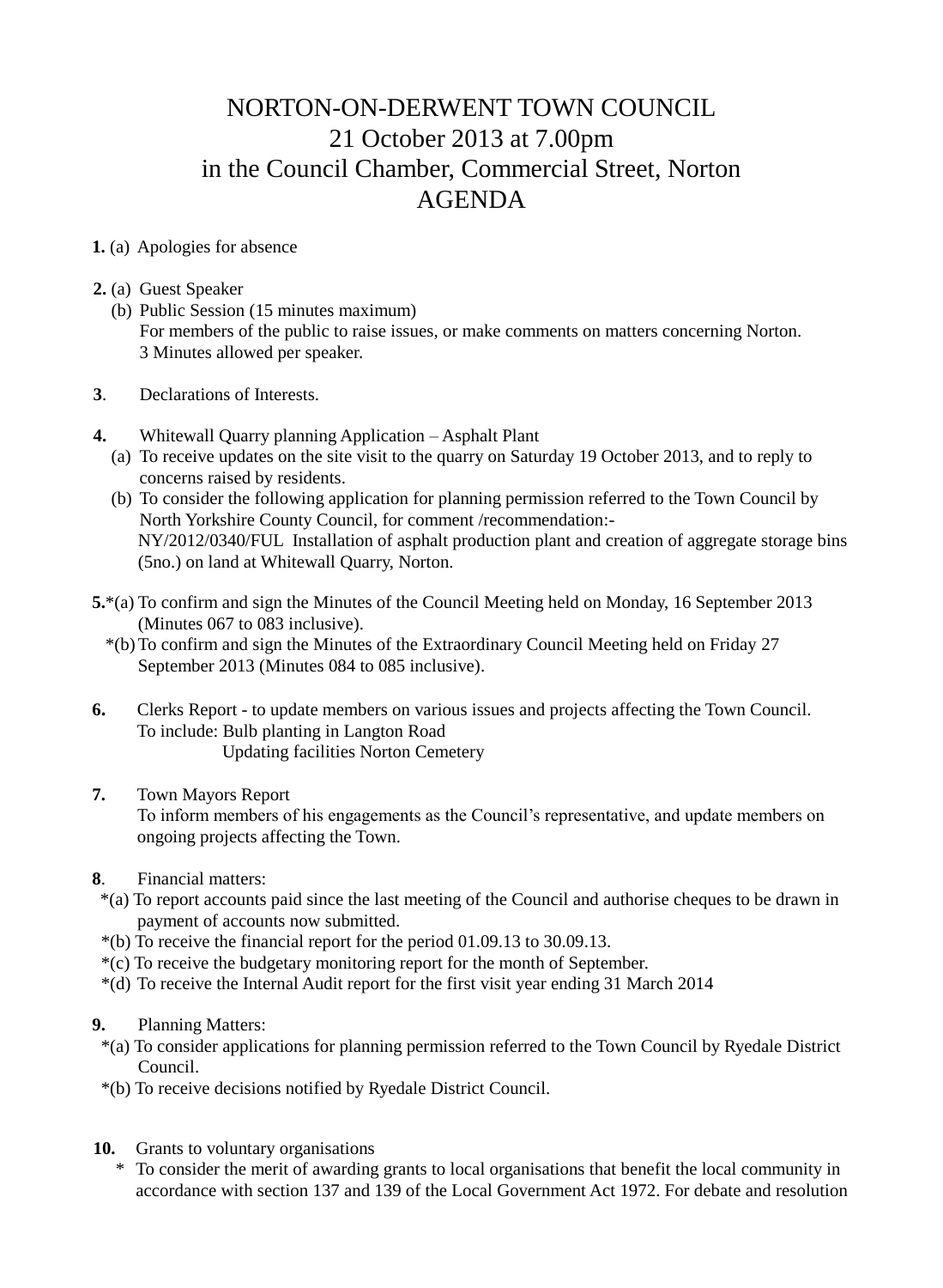# NORTON-ON-DERWENT TOWN COUNCIL
## 21 October 2013 at 7.00pm
## in the Council Chamber, Commercial Street, Norton
## AGENDA

**1.** (a) Apologies for absence

**2.** (a) Guest Speaker
(b) Public Session (15 minutes maximum)
For members of the public to raise issues, or make comments on matters concerning Norton.
3 Minutes allowed per speaker.

**3**. Declarations of Interests.

**4.** Whitewall Quarry planning Application – Asphalt Plant
(a) To receive updates on the site visit to the quarry on Saturday 19 October 2013, and to reply to concerns raised by residents.
(b) To consider the following application for planning permission referred to the Town Council by North Yorkshire County Council, for comment /recommendation:-
NY/2012/0340/FUL Installation of asphalt production plant and creation of aggregate storage bins (5no.) on land at Whitewall Quarry, Norton.

**5.***(a) To confirm and sign the Minutes of the Council Meeting held on Monday, 16 September 2013 (Minutes 067 to 083 inclusive).
*(b) To confirm and sign the Minutes of the Extraordinary Council Meeting held on Friday 27 September 2013 (Minutes 084 to 085 inclusive).

**6.** Clerks Report - to update members on various issues and projects affecting the Town Council.
To include: Bulb planting in Langton Road
Updating facilities Norton Cemetery

**7.** Town Mayors Report
To inform members of his engagements as the Council's representative, and update members on ongoing projects affecting the Town.

**8**. Financial matters:
*(a) To report accounts paid since the last meeting of the Council and authorise cheques to be drawn in payment of accounts now submitted.
*(b) To receive the financial report for the period 01.09.13 to 30.09.13.
*(c) To receive the budgetary monitoring report for the month of September.
*(d) To receive the Internal Audit report for the first visit year ending 31 March 2014

**9.** Planning Matters:
*(a) To consider applications for planning permission referred to the Town Council by Ryedale District Council.
*(b) To receive decisions notified by Ryedale District Council.

**10.** Grants to voluntary organisations
* To consider the merit of awarding grants to local organisations that benefit the local community in accordance with section 137 and 139 of the Local Government Act 1972. For debate and resolution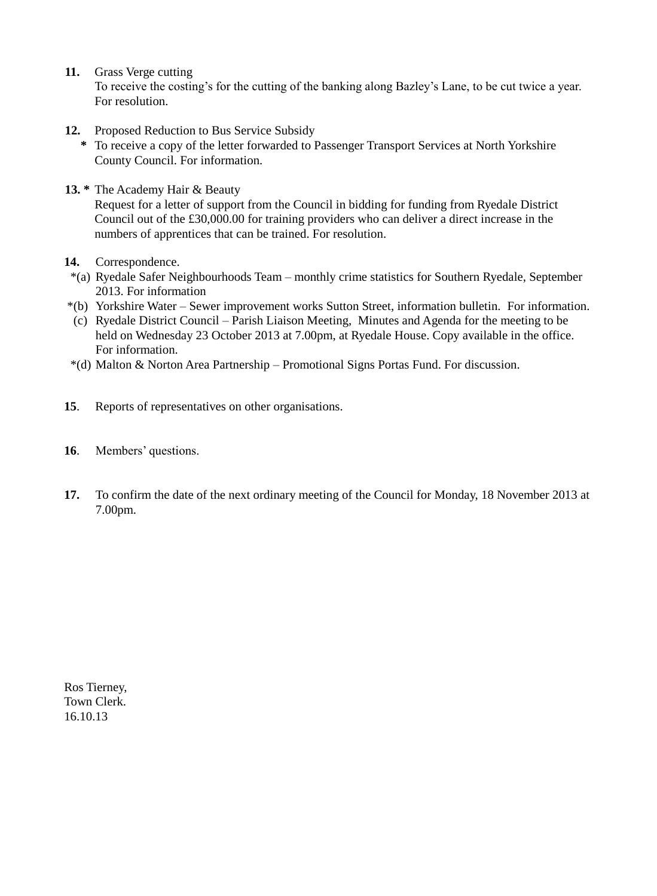**11.** Grass Verge cutting

To receive the costing's for the cutting of the banking along Bazley's Lane, to be cut twice a year. For resolution.

**12.** Proposed Reduction to Bus Service Subsidy

**\*** To receive a copy of the letter forwarded to Passenger Transport Services at North Yorkshire County Council. For information.

**13. \*** The Academy Hair & Beauty

Request for a letter of support from the Council in bidding for funding from Ryedale District Council out of the £30,000.00 for training providers who can deliver a direct increase in the numbers of apprentices that can be trained. For resolution.

**14.** Correspondence.

\*(a) Ryedale Safer Neighbourhoods Team – monthly crime statistics for Southern Ryedale, September 2013. For information

\*(b) Yorkshire Water – Sewer improvement works Sutton Street, information bulletin. For information.

(c) Ryedale District Council – Parish Liaison Meeting, Minutes and Agenda for the meeting to be held on Wednesday 23 October 2013 at 7.00pm, at Ryedale House. Copy available in the office. For information.

\*(d) Malton & Norton Area Partnership – Promotional Signs Portas Fund. For discussion.

**15**. Reports of representatives on other organisations.

**16**. Members' questions.

**17.** To confirm the date of the next ordinary meeting of the Council for Monday, 18 November 2013 at 7.00pm.

Ros Tierney,
Town Clerk.
16.10.13